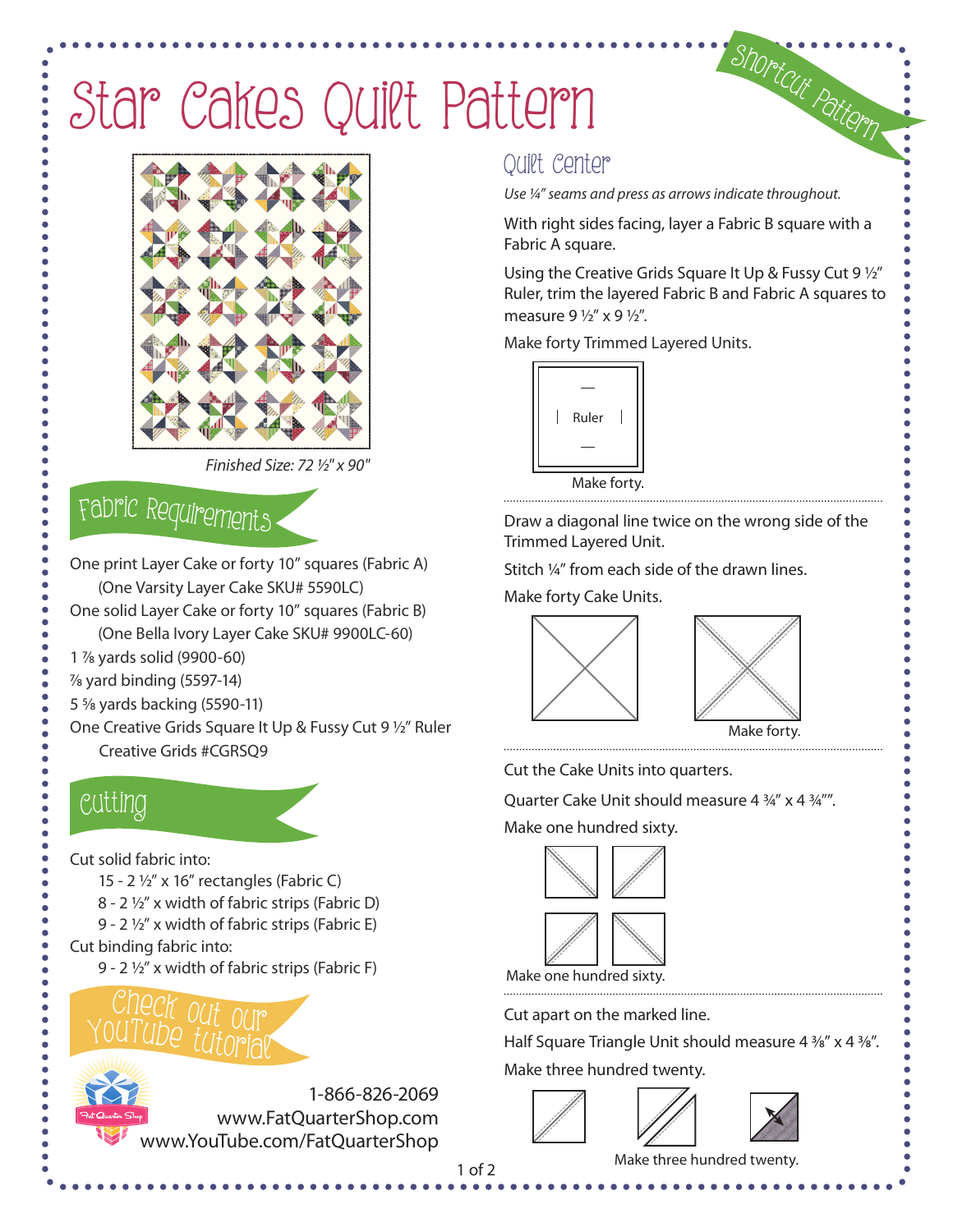# Star Cakes Quilt Pattern

Shortcut Pattern

*Finished Size: 72 ½" x 90"*

## Fabric Requirements

One print Layer Cake or forty 10" squares (Fabric A)
(One Varsity Layer Cake SKU# 5590LC)
One solid Layer Cake or forty 10" squares (Fabric B)
(One Bella Ivory Layer Cake SKU# 9900LC-60)
1 ⅞ yards solid (9900-60)
⅞ yard binding (5597-14)
5 ⅝ yards backing (5590-11)
One Creative Grids Square It Up & Fussy Cut 9 ½" Ruler
Creative Grids #CGRSQ9

## Cutting

Cut solid fabric into:
- 15 - 2 ½" x 16" rectangles (Fabric C)
- 8 - 2 ½" x width of fabric strips (Fabric D)
- 9 - 2 ½" x width of fabric strips (Fabric E)

Cut binding fabric into:
- 9 - 2 ½" x width of fabric strips (Fabric F)

Check out our YouTube tutorial

1-866-826-2069
www.FatQuarterShop.com
www.YouTube.com/FatQuarterShop

## Quilt Center

*Use ¼" seams and press as arrows indicate throughout.*

With right sides facing, layer a Fabric B square with a Fabric A square.

Using the Creative Grids Square It Up & Fussy Cut 9 ½" Ruler, trim the layered Fabric B and Fabric A squares to measure 9 ½" x 9 ½".

Make forty Trimmed Layered Units.

Ruler

Make forty.

Draw a diagonal line twice on the wrong side of the Trimmed Layered Unit.

Stitch ¼" from each side of the drawn lines.

Make forty Cake Units.

Make forty.

Cut the Cake Units into quarters.

Quarter Cake Unit should measure 4 ¾" x 4 ¾"".

Make one hundred sixty.

Make one hundred sixty.

Cut apart on the marked line.

Half Square Triangle Unit should measure 4 ⅜" x 4 ⅜".

Make three hundred twenty.

Make three hundred twenty.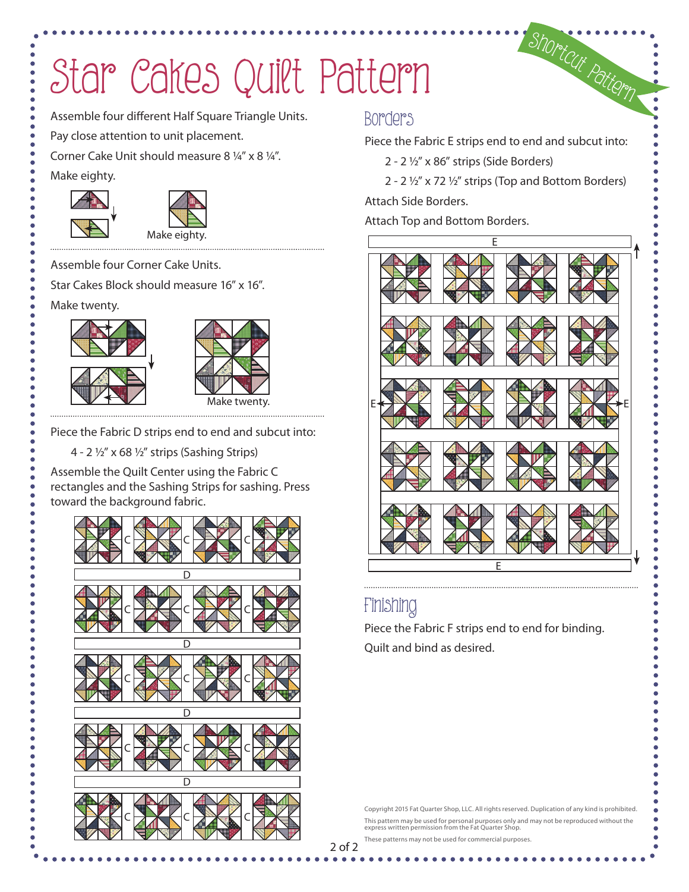# Star Cakes Quilt Pattern

Shortcut Pattern

Assemble four different Half Square Triangle Units.

Pay close attention to unit placement.

Corner Cake Unit should measure 8 ¼" x 8 ¼".

Make eighty.

Make eighty.

Assemble four Corner Cake Units.

Star Cakes Block should measure 16" x 16".

Make twenty.

Make twenty.

Piece the Fabric D strips end to end and subcut into:

- 4 - 2 ½" x 68 ½" strips (Sashing Strips)

Assemble the Quilt Center using the Fabric C rectangles and the Sashing Strips for sashing. Press toward the background fabric.

## Borders

Piece the Fabric E strips end to end and subcut into:

- 2 - 2 ½" x 86" strips (Side Borders)
- 2 - 2 ½" x 72 ½" strips (Top and Bottom Borders)

Attach Side Borders.

Attach Top and Bottom Borders.

## Finishing

Piece the Fabric F strips end to end for binding.

Quilt and bind as desired.

Copyright 2015 Fat Quarter Shop, LLC. All rights reserved. Duplication of any kind is prohibited.

This pattern may be used for personal purposes only and may not be reproduced without the express written permission from the Fat Quarter Shop.

These patterns may not be used for commercial purposes.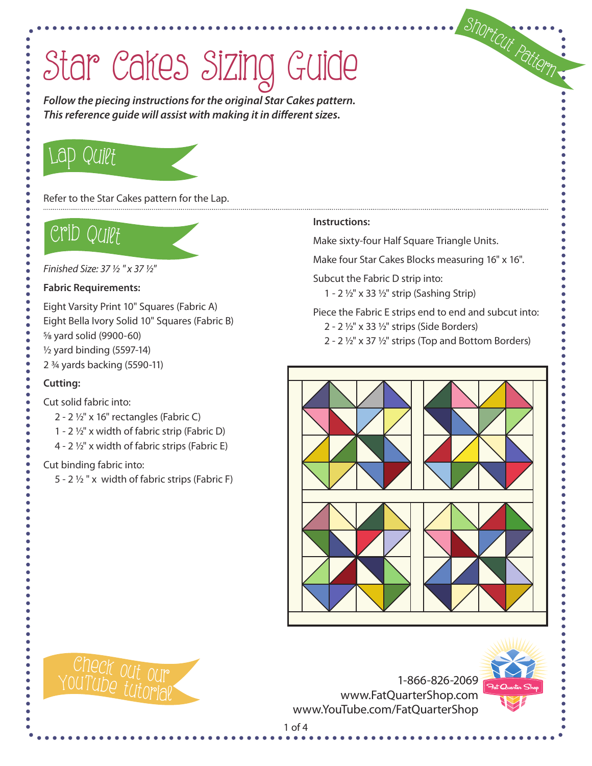# Star Cakes Sizing Guide

Shortcut Pattern

***Follow the piecing instructions for the original Star Cakes pattern.***
***This reference guide will assist with making it in different sizes.***

## Lap Quilt

Refer to the Star Cakes pattern for the Lap.

## Crib Quilt

*Finished Size: 37 ½ " x 37 ½"*

**Fabric Requirements:**

Eight Varsity Print 10" Squares (Fabric A)
Eight Bella Ivory Solid 10" Squares (Fabric B)
⅝ yard solid (9900-60)
½ yard binding (5597-14)
2 ¾ yards backing (5590-11)

**Cutting:**

Cut solid fabric into:

- 2 - 2 ½" x 16" rectangles (Fabric C)
- 1 - 2 ½" x width of fabric strip (Fabric D)
- 4 - 2 ½" x width of fabric strips (Fabric E)

Cut binding fabric into:

- 5 - 2 ½ " x width of fabric strips (Fabric F)

**Instructions:**

Make sixty-four Half Square Triangle Units.

Make four Star Cakes Blocks measuring 16" x 16".

Subcut the Fabric D strip into:

- 1 - 2 ½" x 33 ½" strip (Sashing Strip)

Piece the Fabric E strips end to end and subcut into:

- 2 - 2 ½" x 33 ½" strips (Side Borders)
- 2 - 2 ½" x 37 ½" strips (Top and Bottom Borders)

Check out our YouTube tutorial

1-866-826-2069
www.FatQuarterShop.com
www.YouTube.com/FatQuarterShop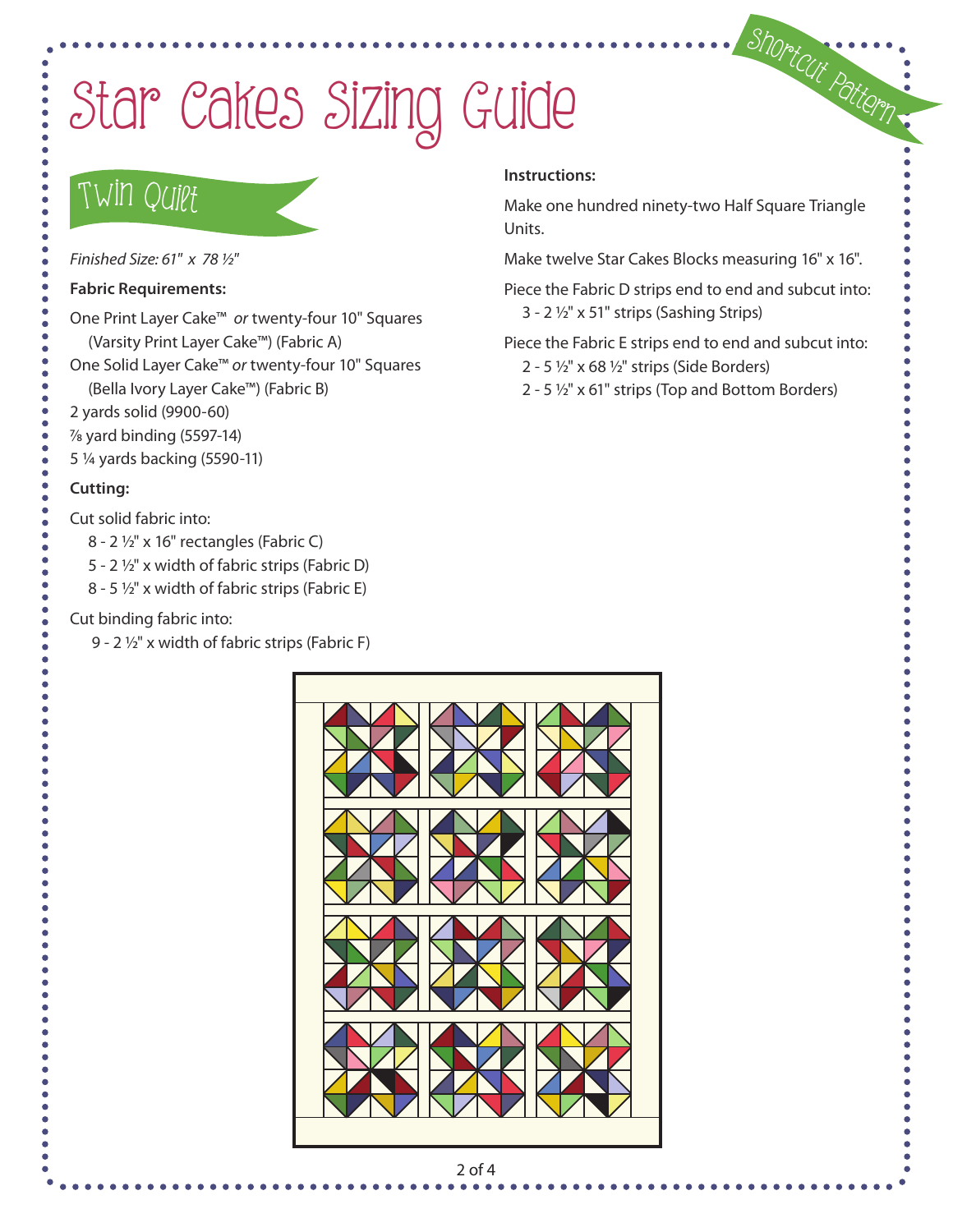# Star Cakes Sizing Guide

Shortcut Pattern

## Twin Quilt

*Finished Size: 61" x 78 ½"*

**Fabric Requirements:**

One Print Layer Cake™ *or* twenty-four 10" Squares (Varsity Print Layer Cake™) (Fabric A)
One Solid Layer Cake™ *or* twenty-four 10" Squares (Bella Ivory Layer Cake™) (Fabric B)
2 yards solid (9900-60)
⅞ yard binding (5597-14)
5 ¼ yards backing (5590-11)

**Cutting:**

Cut solid fabric into:
- 8 - 2 ½" x 16" rectangles (Fabric C)
- 5 - 2 ½" x width of fabric strips (Fabric D)
- 8 - 5 ½" x width of fabric strips (Fabric E)

Cut binding fabric into:
- 9 - 2 ½" x width of fabric strips (Fabric F)

**Instructions:**

Make one hundred ninety-two Half Square Triangle Units.

Make twelve Star Cakes Blocks measuring 16" x 16".

Piece the Fabric D strips end to end and subcut into:
- 3 - 2 ½" x 51" strips (Sashing Strips)

Piece the Fabric E strips end to end and subcut into:
- 2 - 5 ½" x 68 ½" strips (Side Borders)
- 2 - 5 ½" x 61" strips (Top and Bottom Borders)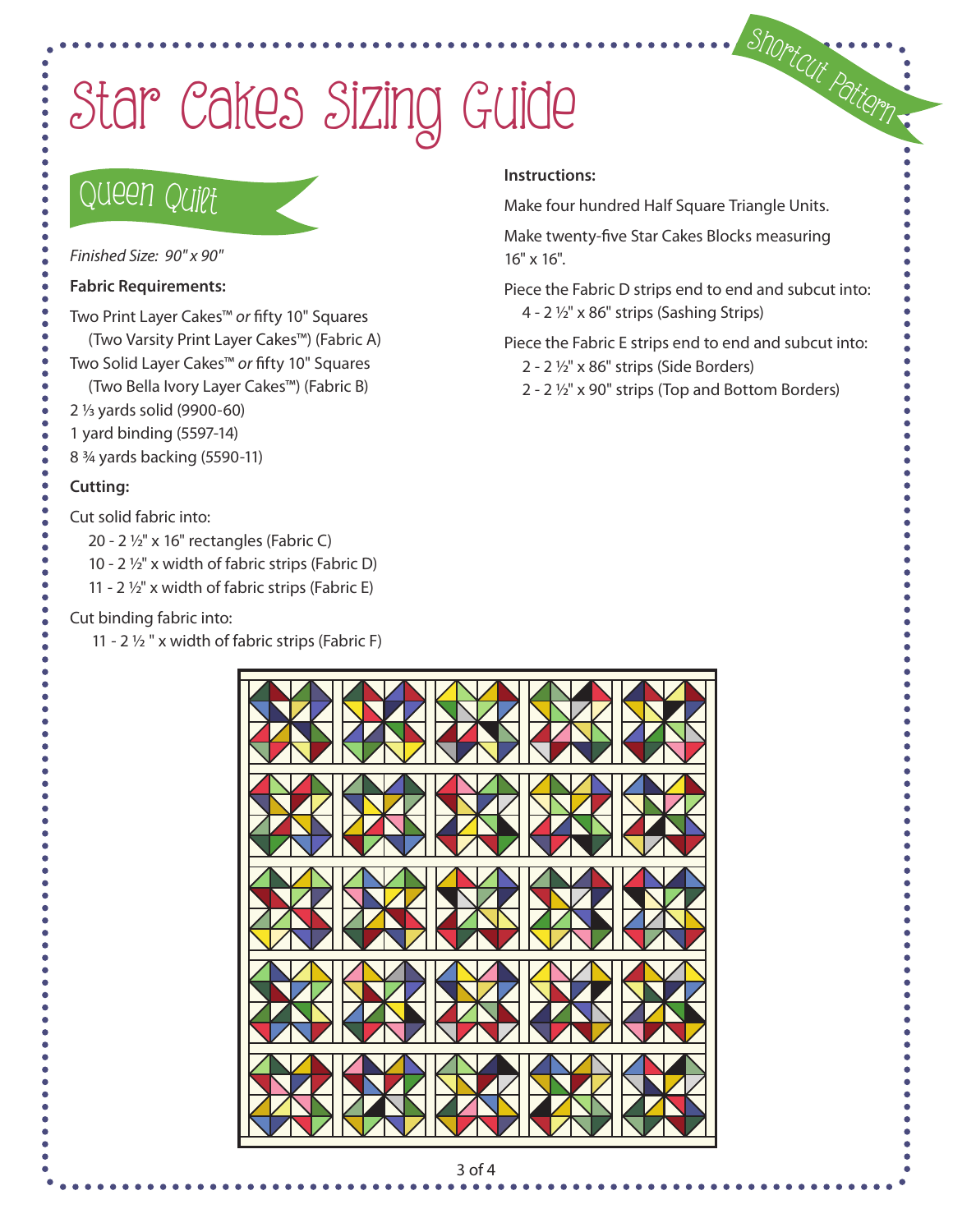# Star Cakes Sizing Guide

Shortcut Pattern

## Queen Quilt

*Finished Size: 90" x 90"*

**Fabric Requirements:**

Two Print Layer Cakes™ *or* fifty 10" Squares
(Two Varsity Print Layer Cakes™) (Fabric A)
Two Solid Layer Cakes™ *or* fifty 10" Squares
(Two Bella Ivory Layer Cakes™) (Fabric B)
2 ⅓ yards solid (9900-60)
1 yard binding (5597-14)
8 ¾ yards backing (5590-11)

**Cutting:**

Cut solid fabric into:
- 20 - 2 ½" x 16" rectangles (Fabric C)
- 10 - 2 ½" x width of fabric strips (Fabric D)
- 11 - 2 ½" x width of fabric strips (Fabric E)

Cut binding fabric into:
- 11 - 2 ½ " x width of fabric strips (Fabric F)

**Instructions:**

Make four hundred Half Square Triangle Units.

Make twenty-five Star Cakes Blocks measuring 16" x 16".

Piece the Fabric D strips end to end and subcut into:
- 4 - 2 ½" x 86" strips (Sashing Strips)

Piece the Fabric E strips end to end and subcut into:
- 2 - 2 ½" x 86" strips (Side Borders)
- 2 - 2 ½" x 90" strips (Top and Bottom Borders)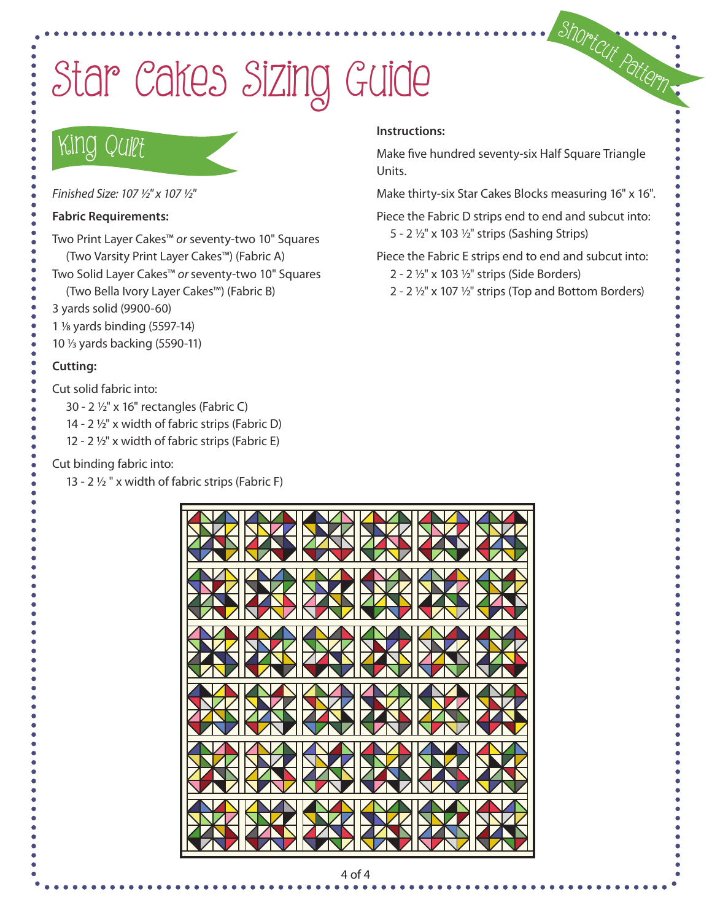# Star Cakes Sizing Guide

Shortcut Pattern

## King Quilt

*Finished Size: 107 ½" x 107 ½"*

**Fabric Requirements:**

Two Print Layer Cakes™ *or* seventy-two 10" Squares (Two Varsity Print Layer Cakes™) (Fabric A)
Two Solid Layer Cakes™ *or* seventy-two 10" Squares (Two Bella Ivory Layer Cakes™) (Fabric B)
3 yards solid (9900-60)
1 ⅛ yards binding (5597-14)
10 ⅓ yards backing (5590-11)

**Cutting:**

Cut solid fabric into:
- 30 - 2 ½" x 16" rectangles (Fabric C)
- 14 - 2 ½" x width of fabric strips (Fabric D)
- 12 - 2 ½" x width of fabric strips (Fabric E)

Cut binding fabric into:
- 13 - 2 ½ " x width of fabric strips (Fabric F)

**Instructions:**

Make five hundred seventy-six Half Square Triangle Units.

Make thirty-six Star Cakes Blocks measuring 16" x 16".

Piece the Fabric D strips end to end and subcut into:
- 5 - 2 ½" x 103 ½" strips (Sashing Strips)

Piece the Fabric E strips end to end and subcut into:
- 2 - 2 ½" x 103 ½" strips (Side Borders)
- 2 - 2 ½" x 107 ½" strips (Top and Bottom Borders)